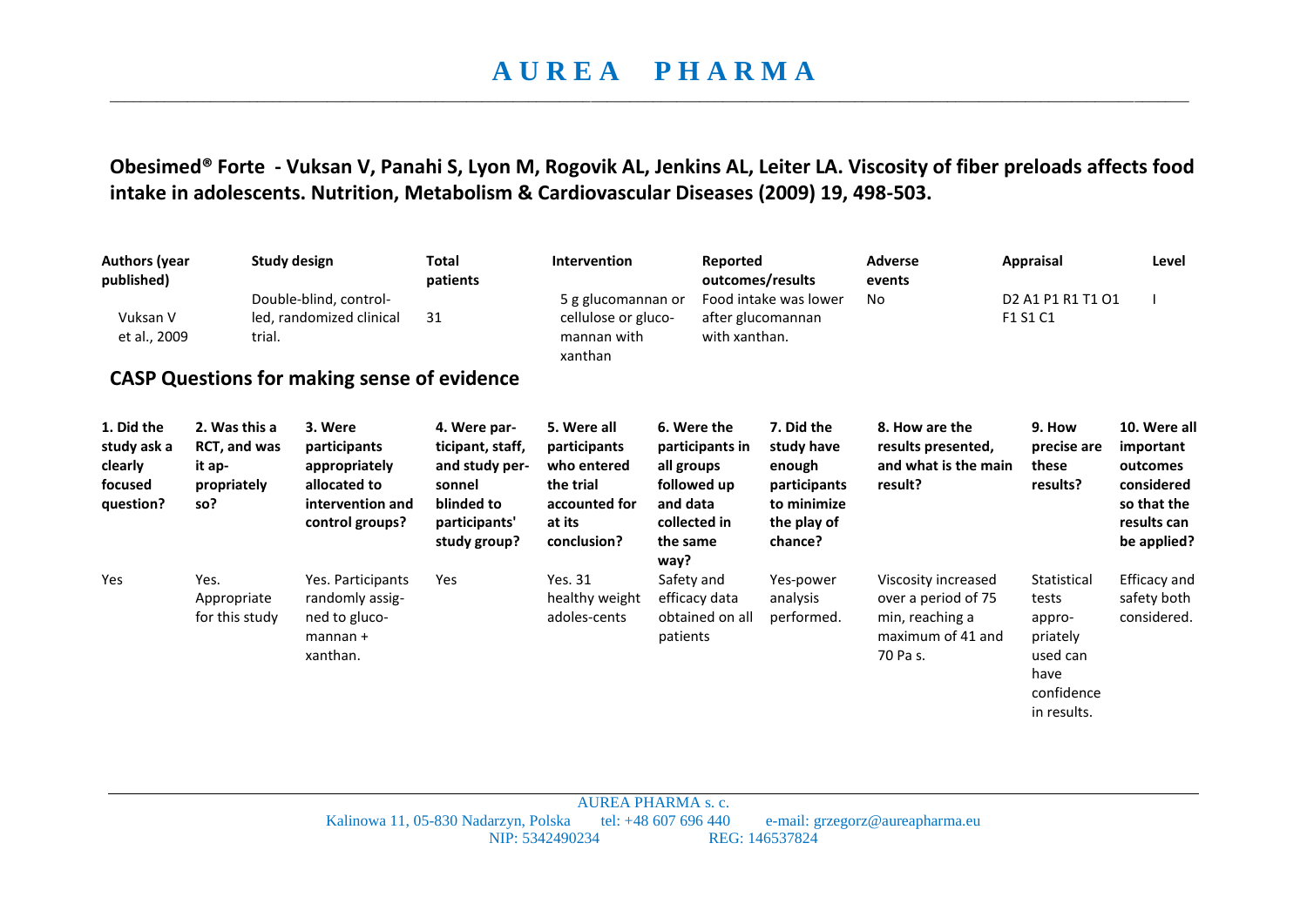**Obesimed® Forte - Vuksan V, Panahi S, Lyon M, Rogovik AL, Jenkins AL, Leiter LA. Viscosity of fiber preloads affects food intake in adolescents. Nutrition, Metabolism & Cardiovascular Diseases (2009) 19, 498-503.**

| Authors (year published) | Study design | Total patients | Intervention | Reported outcomes/results | Adverse events | Appraisal | Level |
|---|---|---|---|---|---|---|---|
| Vuksan V et al., 2009 | Double-blind, control-led, randomized clinical trial. | 31 | 5 g glucomannan or cellulose or gluco-mannan with xanthan | Food intake was lower after glucomannan with xanthan. | No | D2 A1 P1 R1 T1 O1 F1 S1 C1 | I |

## CASP Questions for making sense of evidence

| 1. Did the study ask a clearly focused question? | 2. Was this a RCT, and was it ap-propriately so? | 3. Were participants appropriately allocated to intervention and control groups? | 4. Were par-ticipant, staff, and study per-sonnel blinded to participants' study group? | 5. Were all participants who entered the trial accounted for at its conclusion? | 6. Were the participants in all groups followed up and data collected in the same way? | 7. Did the study have enough participants to minimize the play of chance? | 8. How are the results presented, and what is the main result? | 9. How precise are these results? | 10. Were all important outcomes considered so that the results can be applied? |
|---|---|---|---|---|---|---|---|---|---|
| Yes | Yes. Appropriate for this study | Yes. Participants randomly assig-ned to gluco-mannan + xanthan. | Yes | Yes. 31 healthy weight adoles-cents | Safety and efficacy data obtained on all patients | Yes-power analysis performed. | Viscosity increased over a period of 75 min, reaching a maximum of 41 and 70 Pa s. | Statistical tests appro-priately used can have confidence in results. | Efficacy and safety both considered. |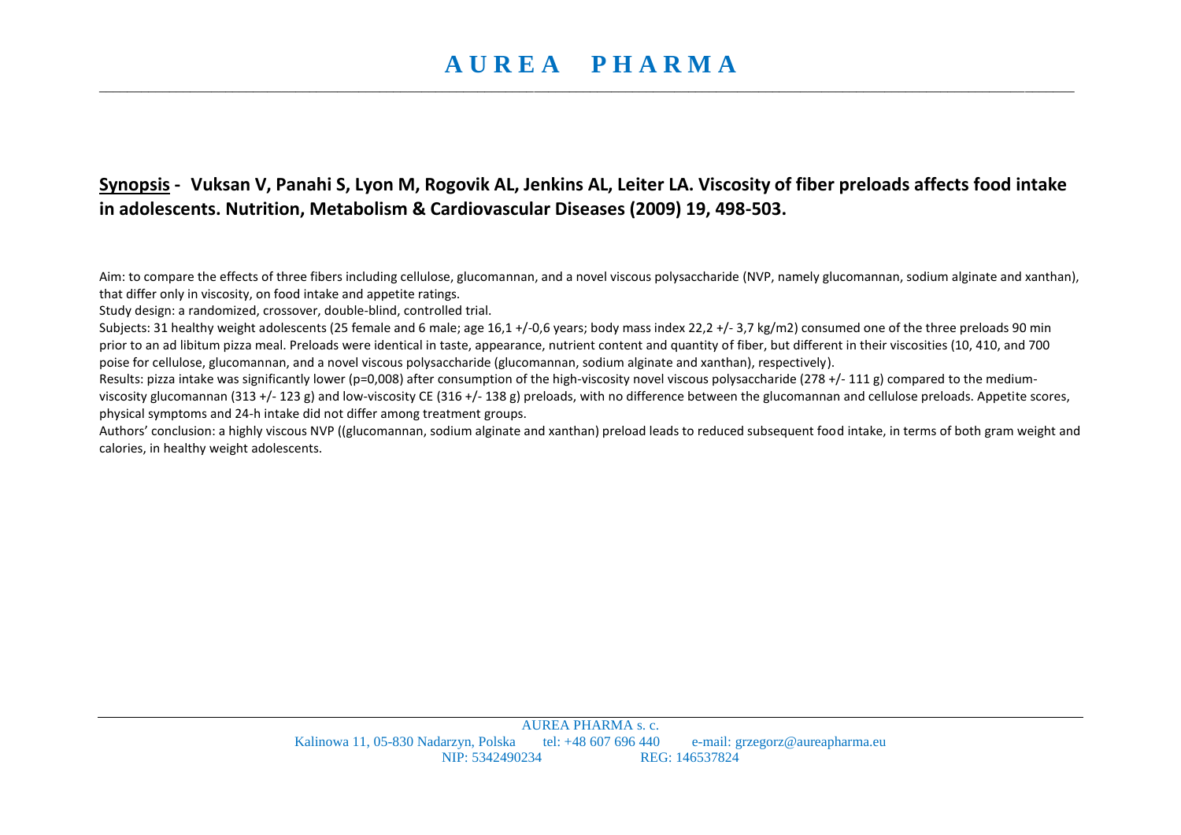**Synopsis - Vuksan V, Panahi S, Lyon M, Rogovik AL, Jenkins AL, Leiter LA. Viscosity of fiber preloads affects food intake in adolescents. Nutrition, Metabolism & Cardiovascular Diseases (2009) 19, 498-503.**

Aim: to compare the effects of three fibers including cellulose, glucomannan, and a novel viscous polysaccharide (NVP, namely glucomannan, sodium alginate and xanthan), that differ only in viscosity, on food intake and appetite ratings.

Study design: a randomized, crossover, double-blind, controlled trial.

Subjects: 31 healthy weight adolescents (25 female and 6 male; age 16,1 +/-0,6 years; body mass index 22,2 +/- 3,7 kg/m2) consumed one of the three preloads 90 min prior to an ad libitum pizza meal. Preloads were identical in taste, appearance, nutrient content and quantity of fiber, but different in their viscosities (10, 410, and 700 poise for cellulose, glucomannan, and a novel viscous polysaccharide (glucomannan, sodium alginate and xanthan), respectively).

Results: pizza intake was significantly lower (p=0,008) after consumption of the high-viscosity novel viscous polysaccharide (278 +/- 111 g) compared to the medium-viscosity glucomannan (313 +/- 123 g) and low-viscosity CE (316 +/- 138 g) preloads, with no difference between the glucomannan and cellulose preloads. Appetite scores, physical symptoms and 24-h intake did not differ among treatment groups.

Authors' conclusion: a highly viscous NVP ((glucomannan, sodium alginate and xanthan) preload leads to reduced subsequent food intake, in terms of both gram weight and calories, in healthy weight adolescents.